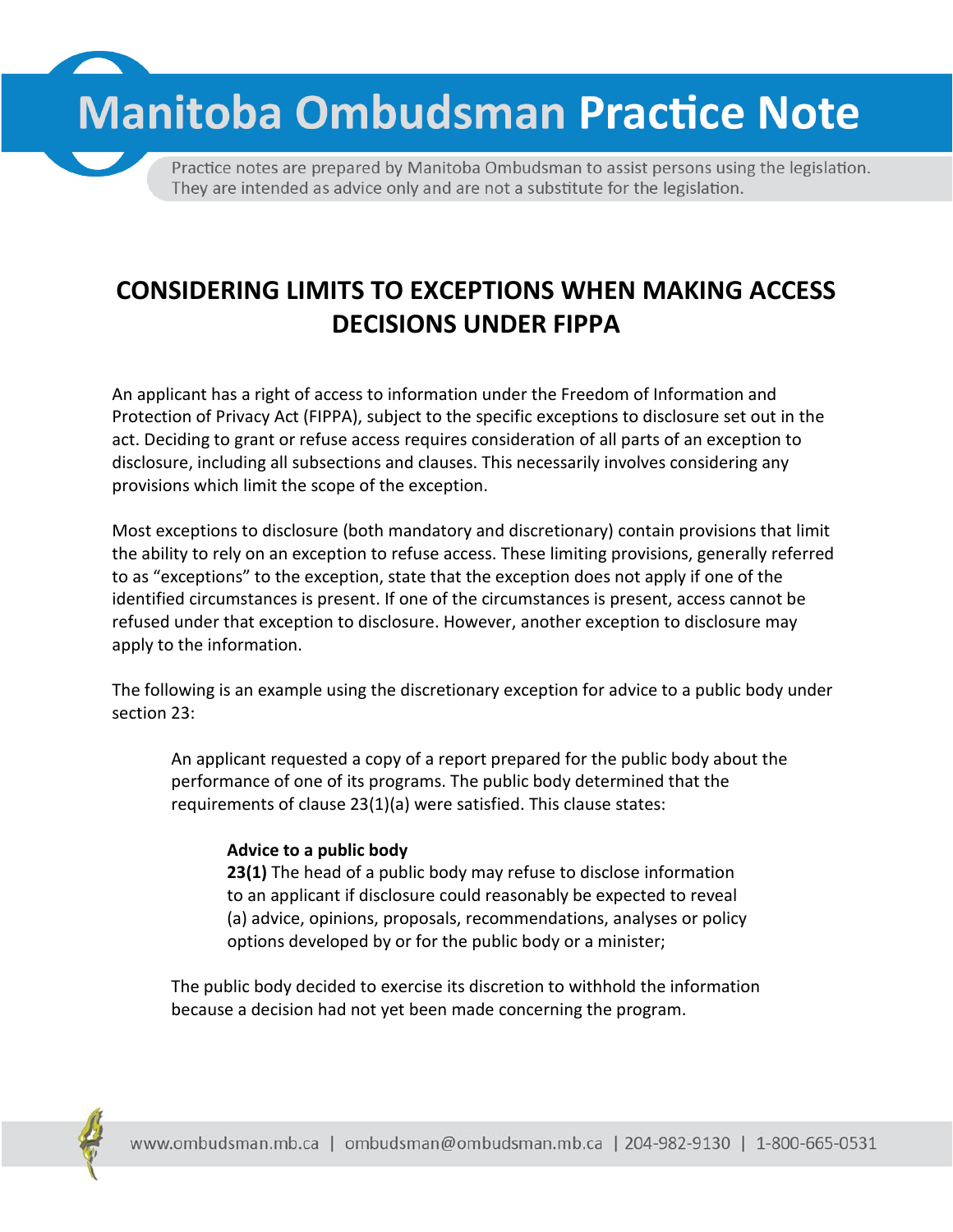# Manitoba Ombudsman Practice Note

Practice notes are prepared by Manitoba Ombudsman to assist persons using the legislation. They are intended as advice only and are not a substitute for the legislation.

## CONSIDERING LIMITS TO EXCEPTIONS WHEN MAKING ACCESS DECISIONS UNDER FIPPA

An applicant has a right of access to information under the Freedom of Information and Protection of Privacy Act (FIPPA), subject to the specific exceptions to disclosure set out in the act. Deciding to grant or refuse access requires consideration of all parts of an exception to disclosure, including all subsections and clauses. This necessarily involves considering any provisions which limit the scope of the exception.

Most exceptions to disclosure (both mandatory and discretionary) contain provisions that limit the ability to rely on an exception to refuse access. These limiting provisions, generally referred to as "exceptions" to the exception, state that the exception does not apply if one of the identified circumstances is present. If one of the circumstances is present, access cannot be refused under that exception to disclosure. However, another exception to disclosure may apply to the information.

The following is an example using the discretionary exception for advice to a public body under section 23:

> An applicant requested a copy of a report prepared for the public body about the performance of one of its programs. The public body determined that the requirements of clause 23(1)(a) were satisfied. This clause states:
>
> > **Advice to a public body**
> > **23(1)** The head of a public body may refuse to disclose information to an applicant if disclosure could reasonably be expected to reveal
> > (a) advice, opinions, proposals, recommendations, analyses or policy options developed by or for the public body or a minister;
>
> The public body decided to exercise its discretion to withhold the information because a decision had not yet been made concerning the program.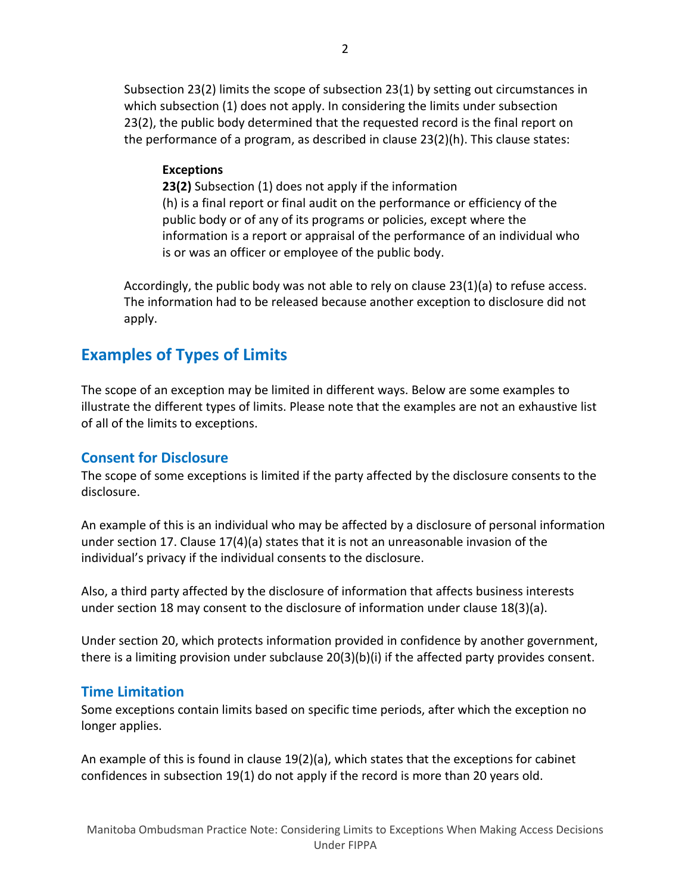Subsection 23(2) limits the scope of subsection 23(1) by setting out circumstances in which subsection (1) does not apply. In considering the limits under subsection 23(2), the public body determined that the requested record is the final report on the performance of a program, as described in clause 23(2)(h). This clause states:

> **Exceptions**
> **23(2)** Subsection (1) does not apply if the information
> (h) is a final report or final audit on the performance or efficiency of the public body or of any of its programs or policies, except where the information is a report or appraisal of the performance of an individual who is or was an officer or employee of the public body.

Accordingly, the public body was not able to rely on clause 23(1)(a) to refuse access. The information had to be released because another exception to disclosure did not apply.

## Examples of Types of Limits

The scope of an exception may be limited in different ways. Below are some examples to illustrate the different types of limits. Please note that the examples are not an exhaustive list of all of the limits to exceptions.

### Consent for Disclosure

The scope of some exceptions is limited if the party affected by the disclosure consents to the disclosure.

An example of this is an individual who may be affected by a disclosure of personal information under section 17. Clause 17(4)(a) states that it is not an unreasonable invasion of the individual's privacy if the individual consents to the disclosure.

Also, a third party affected by the disclosure of information that affects business interests under section 18 may consent to the disclosure of information under clause 18(3)(a).

Under section 20, which protects information provided in confidence by another government, there is a limiting provision under subclause 20(3)(b)(i) if the affected party provides consent.

### Time Limitation

Some exceptions contain limits based on specific time periods, after which the exception no longer applies.

An example of this is found in clause 19(2)(a), which states that the exceptions for cabinet confidences in subsection 19(1) do not apply if the record is more than 20 years old.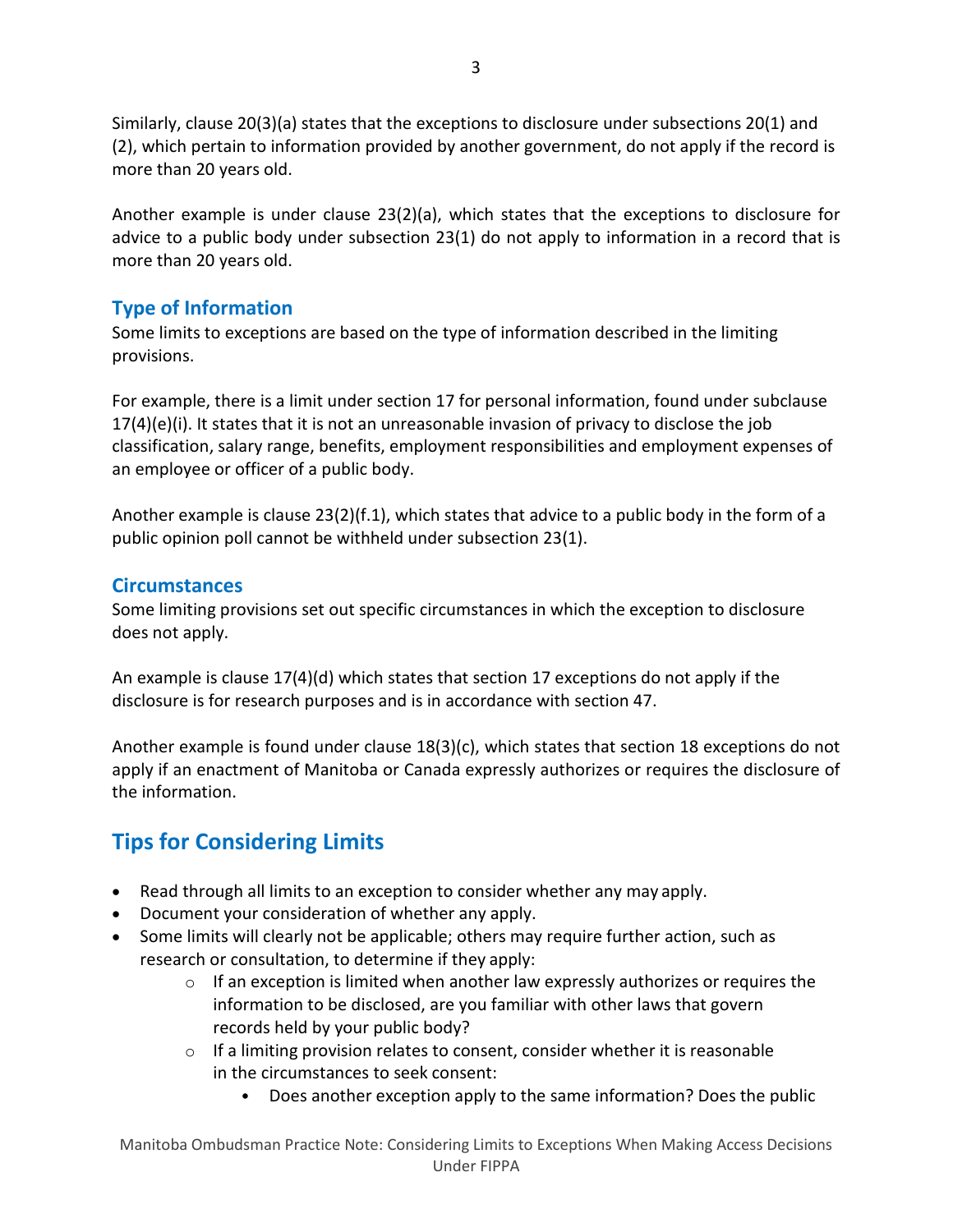Similarly, clause 20(3)(a) states that the exceptions to disclosure under subsections 20(1) and (2), which pertain to information provided by another government, do not apply if the record is more than 20 years old.

Another example is under clause 23(2)(a), which states that the exceptions to disclosure for advice to a public body under subsection 23(1) do not apply to information in a record that is more than 20 years old.

### Type of Information

Some limits to exceptions are based on the type of information described in the limiting provisions.

For example, there is a limit under section 17 for personal information, found under subclause 17(4)(e)(i). It states that it is not an unreasonable invasion of privacy to disclose the job classification, salary range, benefits, employment responsibilities and employment expenses of an employee or officer of a public body.

Another example is clause 23(2)(f.1), which states that advice to a public body in the form of a public opinion poll cannot be withheld under subsection 23(1).

### Circumstances

Some limiting provisions set out specific circumstances in which the exception to disclosure does not apply.

An example is clause 17(4)(d) which states that section 17 exceptions do not apply if the disclosure is for research purposes and is in accordance with section 47.

Another example is found under clause 18(3)(c), which states that section 18 exceptions do not apply if an enactment of Manitoba or Canada expressly authorizes or requires the disclosure of the information.

## Tips for Considering Limits

- Read through all limits to an exception to consider whether any may apply.
- Document your consideration of whether any apply.
- Some limits will clearly not be applicable; others may require further action, such as research or consultation, to determine if they apply:
  - If an exception is limited when another law expressly authorizes or requires the information to be disclosed, are you familiar with other laws that govern records held by your public body?
  - If a limiting provision relates to consent, consider whether it is reasonable in the circumstances to seek consent:
    - Does another exception apply to the same information? Does the public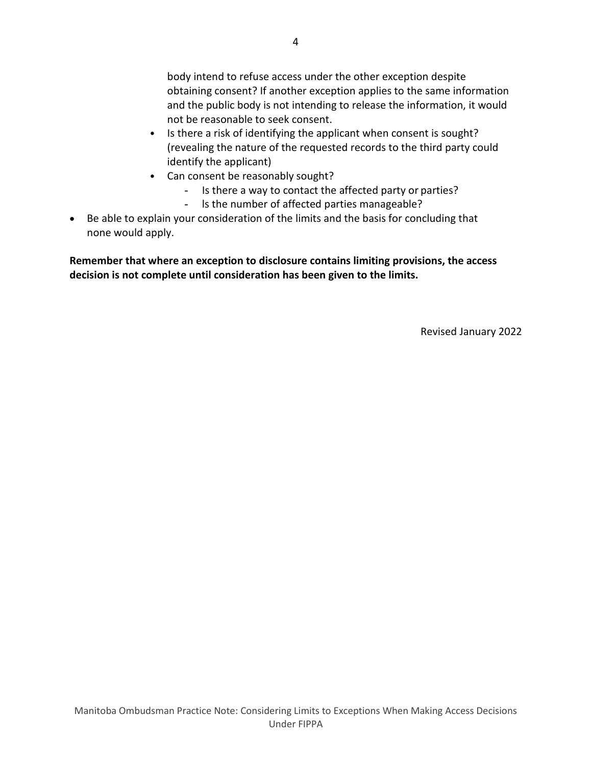body intend to refuse access under the other exception despite obtaining consent? If another exception applies to the same information and the public body is not intending to release the information, it would not be reasonable to seek consent.

    - Is there a risk of identifying the applicant when consent is sought? (revealing the nature of the requested records to the third party could identify the applicant)
    - Can consent be reasonably sought?
        - Is there a way to contact the affected party or parties?
        - Is the number of affected parties manageable?

- Be able to explain your consideration of the limits and the basis for concluding that none would apply.

**Remember that where an exception to disclosure contains limiting provisions, the access decision is not complete until consideration has been given to the limits.**

Revised January 2022